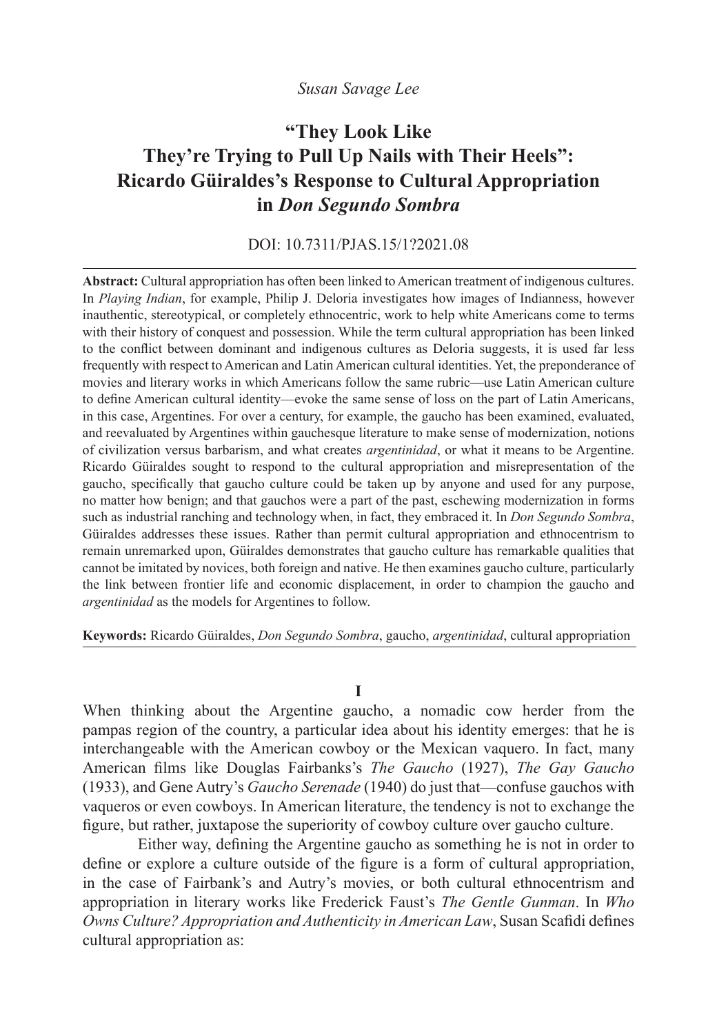*Susan Savage Lee*

# "They Look Like They're Trying to Pull Up Nails with Their Heels": Ricardo Güiraldes's Response to Cultural Appropriation in *Don Segundo Sombra*

DOI: 10.7311/PJAS.15/1?2021.08

**Abstract:** Cultural appropriation has often been linked to American treatment of indigenous cultures. In *Playing Indian*, for example, Philip J. Deloria investigates how images of Indianness, however inauthentic, stereotypical, or completely ethnocentric, work to help white Americans come to terms with their history of conquest and possession. While the term cultural appropriation has been linked to the conflict between dominant and indigenous cultures as Deloria suggests, it is used far less frequently with respect to American and Latin American cultural identities. Yet, the preponderance of movies and literary works in which Americans follow the same rubric—use Latin American culture to define American cultural identity—evoke the same sense of loss on the part of Latin Americans, in this case, Argentines. For over a century, for example, the gaucho has been examined, evaluated, and reevaluated by Argentines within gauchesque literature to make sense of modernization, notions of civilization versus barbarism, and what creates *argentinidad*, or what it means to be Argentine. Ricardo Güiraldes sought to respond to the cultural appropriation and misrepresentation of the gaucho, specifically that gaucho culture could be taken up by anyone and used for any purpose, no matter how benign; and that gauchos were a part of the past, eschewing modernization in forms such as industrial ranching and technology when, in fact, they embraced it. In *Don Segundo Sombra*, Güiraldes addresses these issues. Rather than permit cultural appropriation and ethnocentrism to remain unremarked upon, Güiraldes demonstrates that gaucho culture has remarkable qualities that cannot be imitated by novices, both foreign and native. He then examines gaucho culture, particularly the link between frontier life and economic displacement, in order to champion the gaucho and *argentinidad* as the models for Argentines to follow.

**Keywords:** Ricardo Güiraldes, *Don Segundo Sombra*, gaucho, *argentinidad*, cultural appropriation

## I

When thinking about the Argentine gaucho, a nomadic cow herder from the pampas region of the country, a particular idea about his identity emerges: that he is interchangeable with the American cowboy or the Mexican vaquero. In fact, many American films like Douglas Fairbanks's *The Gaucho* (1927), *The Gay Gaucho* (1933), and Gene Autry's *Gaucho Serenade* (1940) do just that—confuse gauchos with vaqueros or even cowboys. In American literature, the tendency is not to exchange the figure, but rather, juxtapose the superiority of cowboy culture over gaucho culture.

Either way, defining the Argentine gaucho as something he is not in order to define or explore a culture outside of the figure is a form of cultural appropriation, in the case of Fairbank's and Autry's movies, or both cultural ethnocentrism and appropriation in literary works like Frederick Faust's *The Gentle Gunman*. In *Who Owns Culture? Appropriation and Authenticity in American Law*, Susan Scafidi defines cultural appropriation as: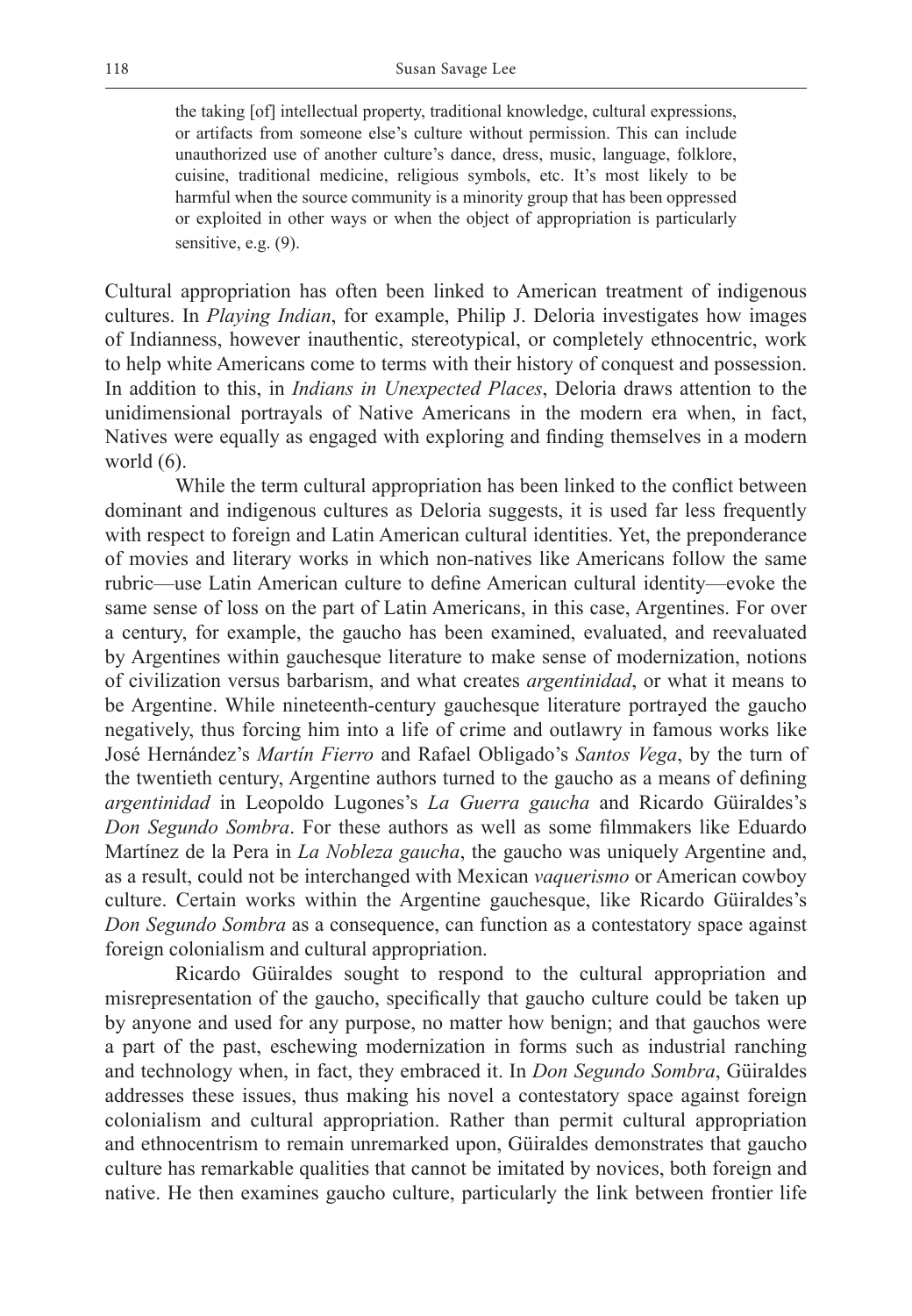> the taking [of] intellectual property, traditional knowledge, cultural expressions, or artifacts from someone else's culture without permission. This can include unauthorized use of another culture's dance, dress, music, language, folklore, cuisine, traditional medicine, religious symbols, etc. It's most likely to be harmful when the source community is a minority group that has been oppressed or exploited in other ways or when the object of appropriation is particularly sensitive, e.g. (9).

Cultural appropriation has often been linked to American treatment of indigenous cultures. In *Playing Indian*, for example, Philip J. Deloria investigates how images of Indianness, however inauthentic, stereotypical, or completely ethnocentric, work to help white Americans come to terms with their history of conquest and possession. In addition to this, in *Indians in Unexpected Places*, Deloria draws attention to the unidimensional portrayals of Native Americans in the modern era when, in fact, Natives were equally as engaged with exploring and finding themselves in a modern world (6).

While the term cultural appropriation has been linked to the conflict between dominant and indigenous cultures as Deloria suggests, it is used far less frequently with respect to foreign and Latin American cultural identities. Yet, the preponderance of movies and literary works in which non-natives like Americans follow the same rubric—use Latin American culture to define American cultural identity—evoke the same sense of loss on the part of Latin Americans, in this case, Argentines. For over a century, for example, the gaucho has been examined, evaluated, and reevaluated by Argentines within gauchesque literature to make sense of modernization, notions of civilization versus barbarism, and what creates *argentinidad*, or what it means to be Argentine. While nineteenth-century gauchesque literature portrayed the gaucho negatively, thus forcing him into a life of crime and outlawry in famous works like José Hernández's *Martín Fierro* and Rafael Obligado's *Santos Vega*, by the turn of the twentieth century, Argentine authors turned to the gaucho as a means of defining *argentinidad* in Leopoldo Lugones's *La Guerra gaucha* and Ricardo Güiraldes's *Don Segundo Sombra*. For these authors as well as some filmmakers like Eduardo Martínez de la Pera in *La Nobleza gaucha*, the gaucho was uniquely Argentine and, as a result, could not be interchanged with Mexican *vaquerismo* or American cowboy culture. Certain works within the Argentine gauchesque, like Ricardo Güiraldes's *Don Segundo Sombra* as a consequence, can function as a contestatory space against foreign colonialism and cultural appropriation.

Ricardo Güiraldes sought to respond to the cultural appropriation and misrepresentation of the gaucho, specifically that gaucho culture could be taken up by anyone and used for any purpose, no matter how benign; and that gauchos were a part of the past, eschewing modernization in forms such as industrial ranching and technology when, in fact, they embraced it. In *Don Segundo Sombra*, Güiraldes addresses these issues, thus making his novel a contestatory space against foreign colonialism and cultural appropriation. Rather than permit cultural appropriation and ethnocentrism to remain unremarked upon, Güiraldes demonstrates that gaucho culture has remarkable qualities that cannot be imitated by novices, both foreign and native. He then examines gaucho culture, particularly the link between frontier life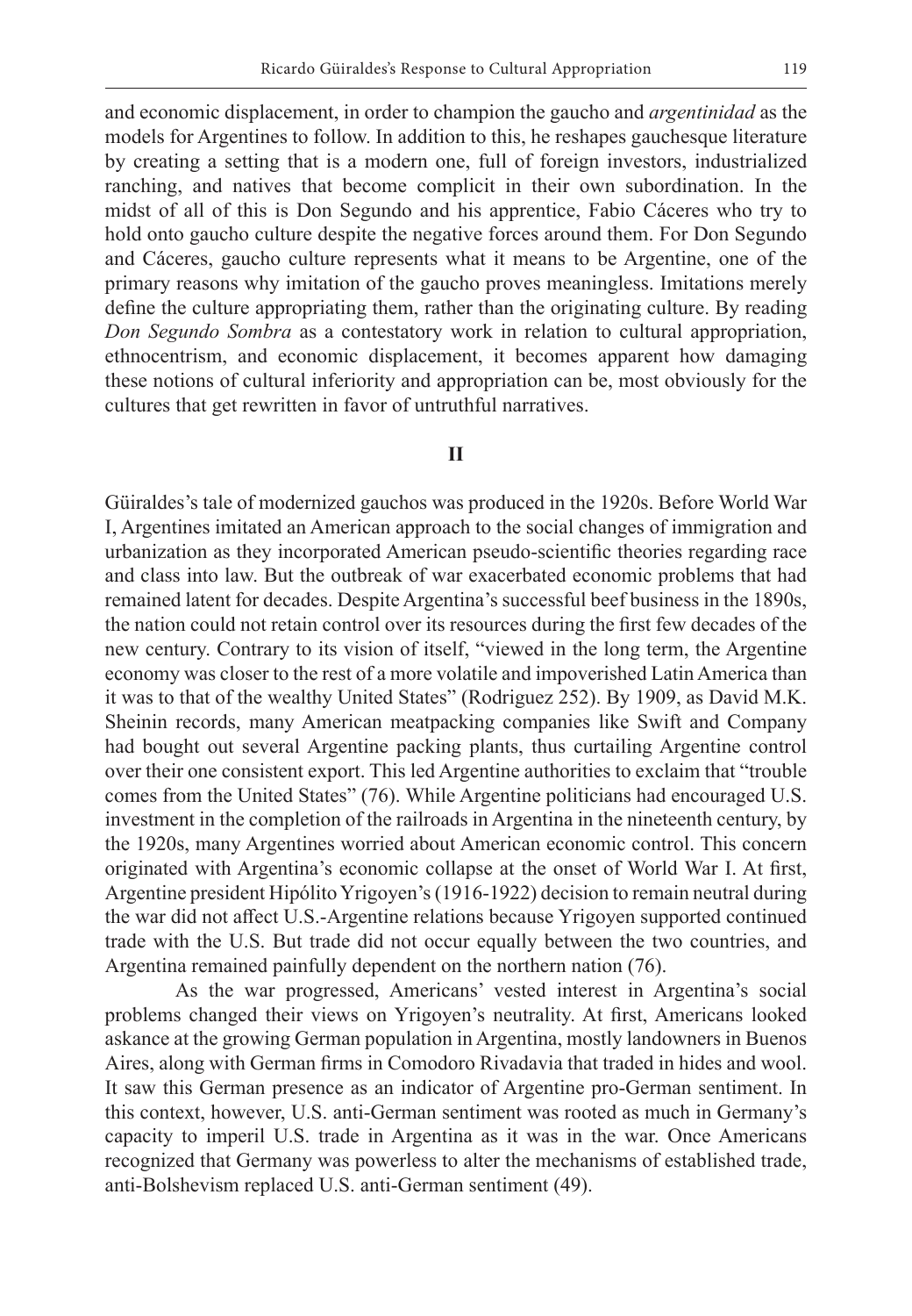and economic displacement, in order to champion the gaucho and *argentinidad* as the models for Argentines to follow. In addition to this, he reshapes gauchesque literature by creating a setting that is a modern one, full of foreign investors, industrialized ranching, and natives that become complicit in their own subordination. In the midst of all of this is Don Segundo and his apprentice, Fabio Cáceres who try to hold onto gaucho culture despite the negative forces around them. For Don Segundo and Cáceres, gaucho culture represents what it means to be Argentine, one of the primary reasons why imitation of the gaucho proves meaningless. Imitations merely define the culture appropriating them, rather than the originating culture. By reading *Don Segundo Sombra* as a contestatory work in relation to cultural appropriation, ethnocentrism, and economic displacement, it becomes apparent how damaging these notions of cultural inferiority and appropriation can be, most obviously for the cultures that get rewritten in favor of untruthful narratives.

## II

Güiraldes's tale of modernized gauchos was produced in the 1920s. Before World War I, Argentines imitated an American approach to the social changes of immigration and urbanization as they incorporated American pseudo-scientific theories regarding race and class into law. But the outbreak of war exacerbated economic problems that had remained latent for decades. Despite Argentina's successful beef business in the 1890s, the nation could not retain control over its resources during the first few decades of the new century. Contrary to its vision of itself, "viewed in the long term, the Argentine economy was closer to the rest of a more volatile and impoverished Latin America than it was to that of the wealthy United States" (Rodriguez 252). By 1909, as David M.K. Sheinin records, many American meatpacking companies like Swift and Company had bought out several Argentine packing plants, thus curtailing Argentine control over their one consistent export. This led Argentine authorities to exclaim that "trouble comes from the United States" (76). While Argentine politicians had encouraged U.S. investment in the completion of the railroads in Argentina in the nineteenth century, by the 1920s, many Argentines worried about American economic control. This concern originated with Argentina's economic collapse at the onset of World War I. At first, Argentine president Hipólito Yrigoyen's (1916-1922) decision to remain neutral during the war did not affect U.S.-Argentine relations because Yrigoyen supported continued trade with the U.S. But trade did not occur equally between the two countries, and Argentina remained painfully dependent on the northern nation (76).

As the war progressed, Americans' vested interest in Argentina's social problems changed their views on Yrigoyen's neutrality. At first, Americans looked askance at the growing German population in Argentina, mostly landowners in Buenos Aires, along with German firms in Comodoro Rivadavia that traded in hides and wool. It saw this German presence as an indicator of Argentine pro-German sentiment. In this context, however, U.S. anti-German sentiment was rooted as much in Germany's capacity to imperil U.S. trade in Argentina as it was in the war. Once Americans recognized that Germany was powerless to alter the mechanisms of established trade, anti-Bolshevism replaced U.S. anti-German sentiment (49).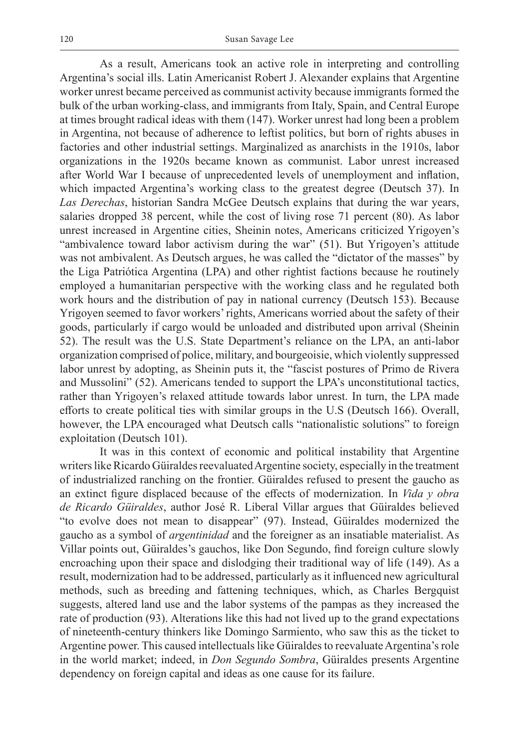As a result, Americans took an active role in interpreting and controlling Argentina's social ills. Latin Americanist Robert J. Alexander explains that Argentine worker unrest became perceived as communist activity because immigrants formed the bulk of the urban working-class, and immigrants from Italy, Spain, and Central Europe at times brought radical ideas with them (147). Worker unrest had long been a problem in Argentina, not because of adherence to leftist politics, but born of rights abuses in factories and other industrial settings. Marginalized as anarchists in the 1910s, labor organizations in the 1920s became known as communist. Labor unrest increased after World War I because of unprecedented levels of unemployment and inflation, which impacted Argentina's working class to the greatest degree (Deutsch 37). In *Las Derechas*, historian Sandra McGee Deutsch explains that during the war years, salaries dropped 38 percent, while the cost of living rose 71 percent (80). As labor unrest increased in Argentine cities, Sheinin notes, Americans criticized Yrigoyen's "ambivalence toward labor activism during the war" (51). But Yrigoyen's attitude was not ambivalent. As Deutsch argues, he was called the "dictator of the masses" by the Liga Patriótica Argentina (LPA) and other rightist factions because he routinely employed a humanitarian perspective with the working class and he regulated both work hours and the distribution of pay in national currency (Deutsch 153). Because Yrigoyen seemed to favor workers' rights, Americans worried about the safety of their goods, particularly if cargo would be unloaded and distributed upon arrival (Sheinin 52). The result was the U.S. State Department's reliance on the LPA, an anti-labor organization comprised of police, military, and bourgeoisie, which violently suppressed labor unrest by adopting, as Sheinin puts it, the "fascist postures of Primo de Rivera and Mussolini" (52). Americans tended to support the LPA's unconstitutional tactics, rather than Yrigoyen's relaxed attitude towards labor unrest. In turn, the LPA made efforts to create political ties with similar groups in the U.S (Deutsch 166). Overall, however, the LPA encouraged what Deutsch calls "nationalistic solutions" to foreign exploitation (Deutsch 101).

It was in this context of economic and political instability that Argentine writers like Ricardo Güiraldes reevaluated Argentine society, especially in the treatment of industrialized ranching on the frontier. Güiraldes refused to present the gaucho as an extinct figure displaced because of the effects of modernization. In *Vida y obra de Ricardo Güiraldes*, author José R. Liberal Villar argues that Güiraldes believed "to evolve does not mean to disappear" (97). Instead, Güiraldes modernized the gaucho as a symbol of *argentinidad* and the foreigner as an insatiable materialist. As Villar points out, Güiraldes's gauchos, like Don Segundo, find foreign culture slowly encroaching upon their space and dislodging their traditional way of life (149). As a result, modernization had to be addressed, particularly as it influenced new agricultural methods, such as breeding and fattening techniques, which, as Charles Bergquist suggests, altered land use and the labor systems of the pampas as they increased the rate of production (93). Alterations like this had not lived up to the grand expectations of nineteenth-century thinkers like Domingo Sarmiento, who saw this as the ticket to Argentine power. This caused intellectuals like Güiraldes to reevaluate Argentina's role in the world market; indeed, in *Don Segundo Sombra*, Güiraldes presents Argentine dependency on foreign capital and ideas as one cause for its failure.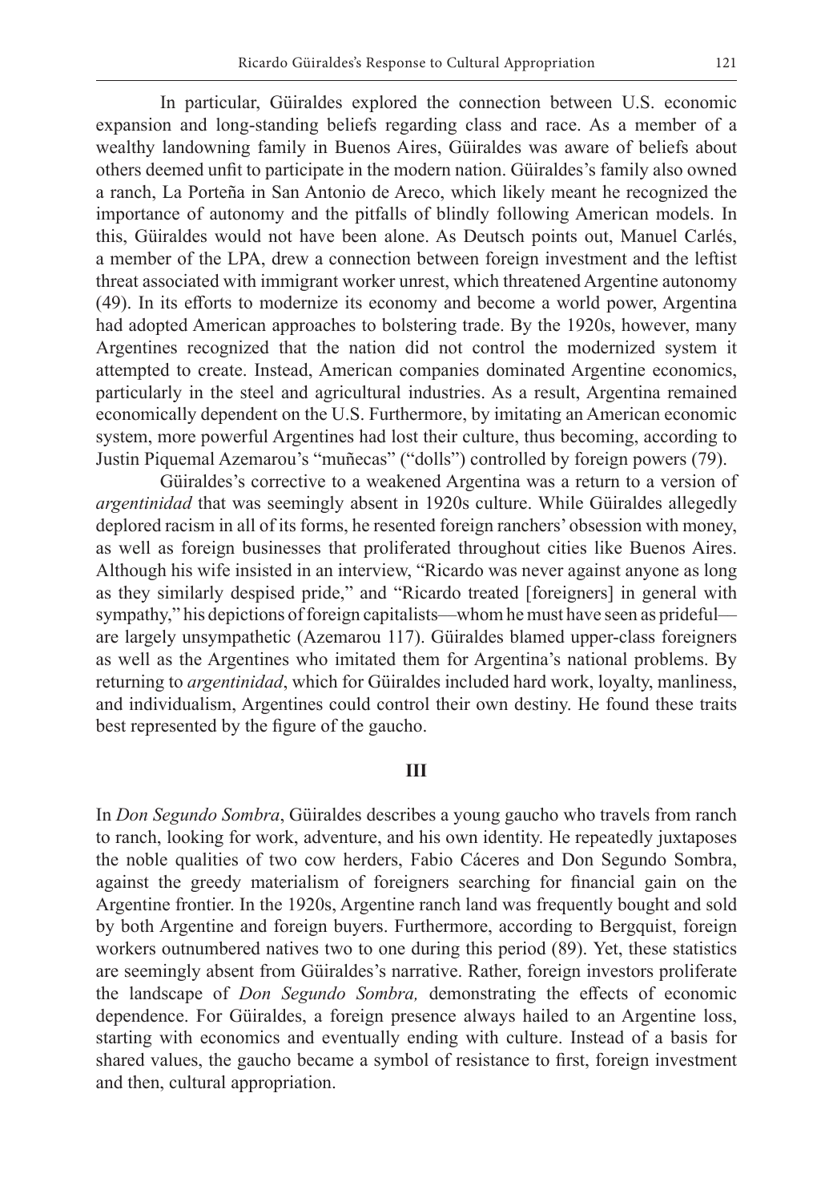In particular, Güiraldes explored the connection between U.S. economic expansion and long-standing beliefs regarding class and race. As a member of a wealthy landowning family in Buenos Aires, Güiraldes was aware of beliefs about others deemed unfit to participate in the modern nation. Güiraldes's family also owned a ranch, La Porteña in San Antonio de Areco, which likely meant he recognized the importance of autonomy and the pitfalls of blindly following American models. In this, Güiraldes would not have been alone. As Deutsch points out, Manuel Carlés, a member of the LPA, drew a connection between foreign investment and the leftist threat associated with immigrant worker unrest, which threatened Argentine autonomy (49). In its efforts to modernize its economy and become a world power, Argentina had adopted American approaches to bolstering trade. By the 1920s, however, many Argentines recognized that the nation did not control the modernized system it attempted to create. Instead, American companies dominated Argentine economics, particularly in the steel and agricultural industries. As a result, Argentina remained economically dependent on the U.S. Furthermore, by imitating an American economic system, more powerful Argentines had lost their culture, thus becoming, according to Justin Piquemal Azemarou's "muñecas" ("dolls") controlled by foreign powers (79).

Güiraldes's corrective to a weakened Argentina was a return to a version of *argentinidad* that was seemingly absent in 1920s culture. While Güiraldes allegedly deplored racism in all of its forms, he resented foreign ranchers' obsession with money, as well as foreign businesses that proliferated throughout cities like Buenos Aires. Although his wife insisted in an interview, "Ricardo was never against anyone as long as they similarly despised pride," and "Ricardo treated [foreigners] in general with sympathy," his depictions of foreign capitalists—whom he must have seen as prideful—are largely unsympathetic (Azemarou 117). Güiraldes blamed upper-class foreigners as well as the Argentines who imitated them for Argentina's national problems. By returning to *argentinidad*, which for Güiraldes included hard work, loyalty, manliness, and individualism, Argentines could control their own destiny. He found these traits best represented by the figure of the gaucho.

## III

In *Don Segundo Sombra*, Güiraldes describes a young gaucho who travels from ranch to ranch, looking for work, adventure, and his own identity. He repeatedly juxtaposes the noble qualities of two cow herders, Fabio Cáceres and Don Segundo Sombra, against the greedy materialism of foreigners searching for financial gain on the Argentine frontier. In the 1920s, Argentine ranch land was frequently bought and sold by both Argentine and foreign buyers. Furthermore, according to Bergquist, foreign workers outnumbered natives two to one during this period (89). Yet, these statistics are seemingly absent from Güiraldes's narrative. Rather, foreign investors proliferate the landscape of *Don Segundo Sombra,* demonstrating the effects of economic dependence. For Güiraldes, a foreign presence always hailed to an Argentine loss, starting with economics and eventually ending with culture. Instead of a basis for shared values, the gaucho became a symbol of resistance to first, foreign investment and then, cultural appropriation.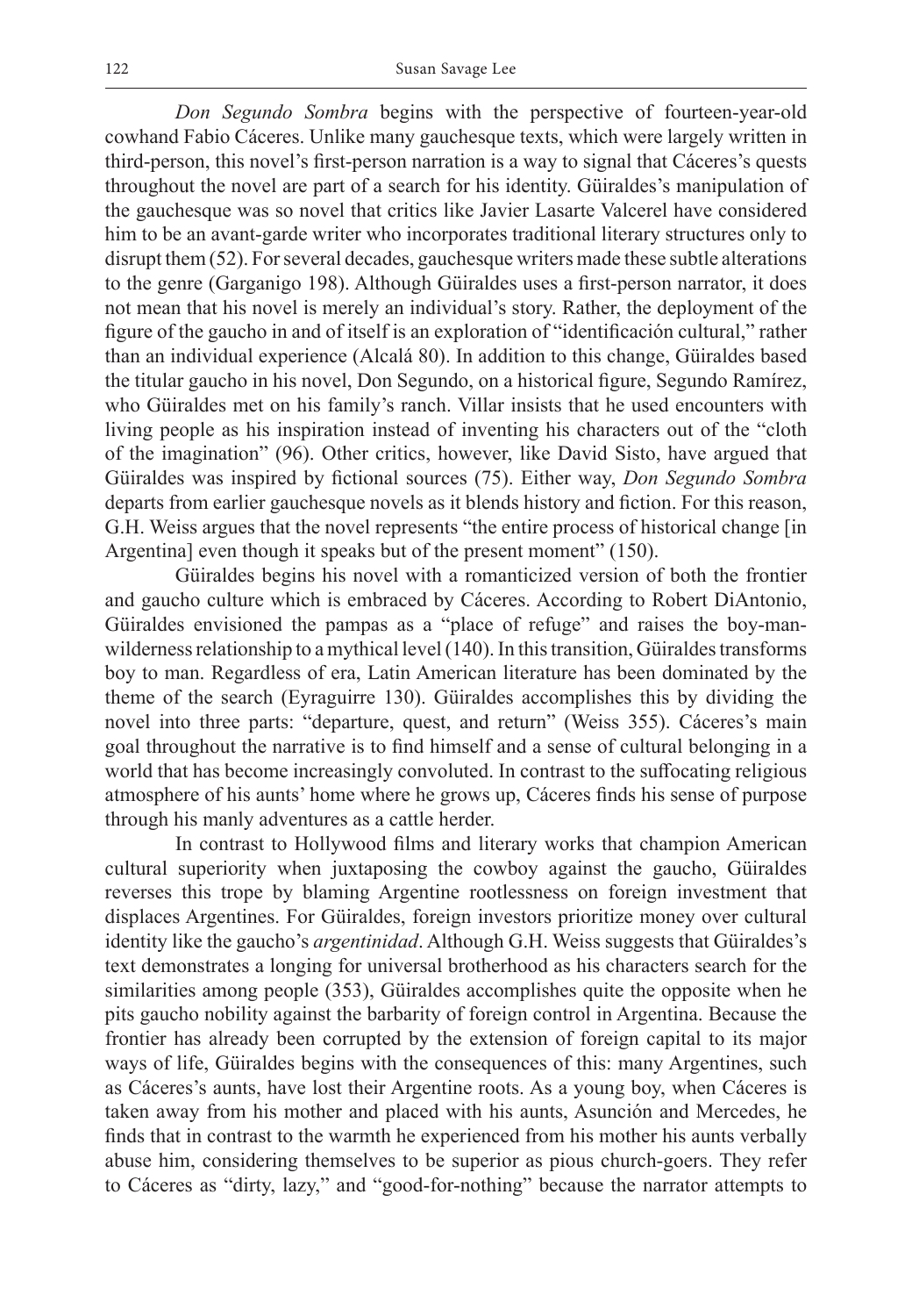*Don Segundo Sombra* begins with the perspective of fourteen-year-old cowhand Fabio Cáceres. Unlike many gauchesque texts, which were largely written in third-person, this novel's first-person narration is a way to signal that Cáceres's quests throughout the novel are part of a search for his identity. Güiraldes's manipulation of the gauchesque was so novel that critics like Javier Lasarte Valcerel have considered him to be an avant-garde writer who incorporates traditional literary structures only to disrupt them (52). For several decades, gauchesque writers made these subtle alterations to the genre (Garganigo 198). Although Güiraldes uses a first-person narrator, it does not mean that his novel is merely an individual's story. Rather, the deployment of the figure of the gaucho in and of itself is an exploration of "identificación cultural," rather than an individual experience (Alcalá 80). In addition to this change, Güiraldes based the titular gaucho in his novel, Don Segundo, on a historical figure, Segundo Ramírez, who Güiraldes met on his family's ranch. Villar insists that he used encounters with living people as his inspiration instead of inventing his characters out of the "cloth of the imagination" (96). Other critics, however, like David Sisto, have argued that Güiraldes was inspired by fictional sources (75). Either way, *Don Segundo Sombra* departs from earlier gauchesque novels as it blends history and fiction. For this reason, G.H. Weiss argues that the novel represents "the entire process of historical change [in Argentina] even though it speaks but of the present moment" (150).

Güiraldes begins his novel with a romanticized version of both the frontier and gaucho culture which is embraced by Cáceres. According to Robert DiAntonio, Güiraldes envisioned the pampas as a "place of refuge" and raises the boy-man-wilderness relationship to a mythical level (140). In this transition, Güiraldes transforms boy to man. Regardless of era, Latin American literature has been dominated by the theme of the search (Eyraguirre 130). Güiraldes accomplishes this by dividing the novel into three parts: "departure, quest, and return" (Weiss 355). Cáceres's main goal throughout the narrative is to find himself and a sense of cultural belonging in a world that has become increasingly convoluted. In contrast to the suffocating religious atmosphere of his aunts' home where he grows up, Cáceres finds his sense of purpose through his manly adventures as a cattle herder.

In contrast to Hollywood films and literary works that champion American cultural superiority when juxtaposing the cowboy against the gaucho, Güiraldes reverses this trope by blaming Argentine rootlessness on foreign investment that displaces Argentines. For Güiraldes, foreign investors prioritize money over cultural identity like the gaucho's *argentinidad*. Although G.H. Weiss suggests that Güiraldes's text demonstrates a longing for universal brotherhood as his characters search for the similarities among people (353), Güiraldes accomplishes quite the opposite when he pits gaucho nobility against the barbarity of foreign control in Argentina. Because the frontier has already been corrupted by the extension of foreign capital to its major ways of life, Güiraldes begins with the consequences of this: many Argentines, such as Cáceres's aunts, have lost their Argentine roots. As a young boy, when Cáceres is taken away from his mother and placed with his aunts, Asunción and Mercedes, he finds that in contrast to the warmth he experienced from his mother his aunts verbally abuse him, considering themselves to be superior as pious church-goers. They refer to Cáceres as "dirty, lazy," and "good-for-nothing" because the narrator attempts to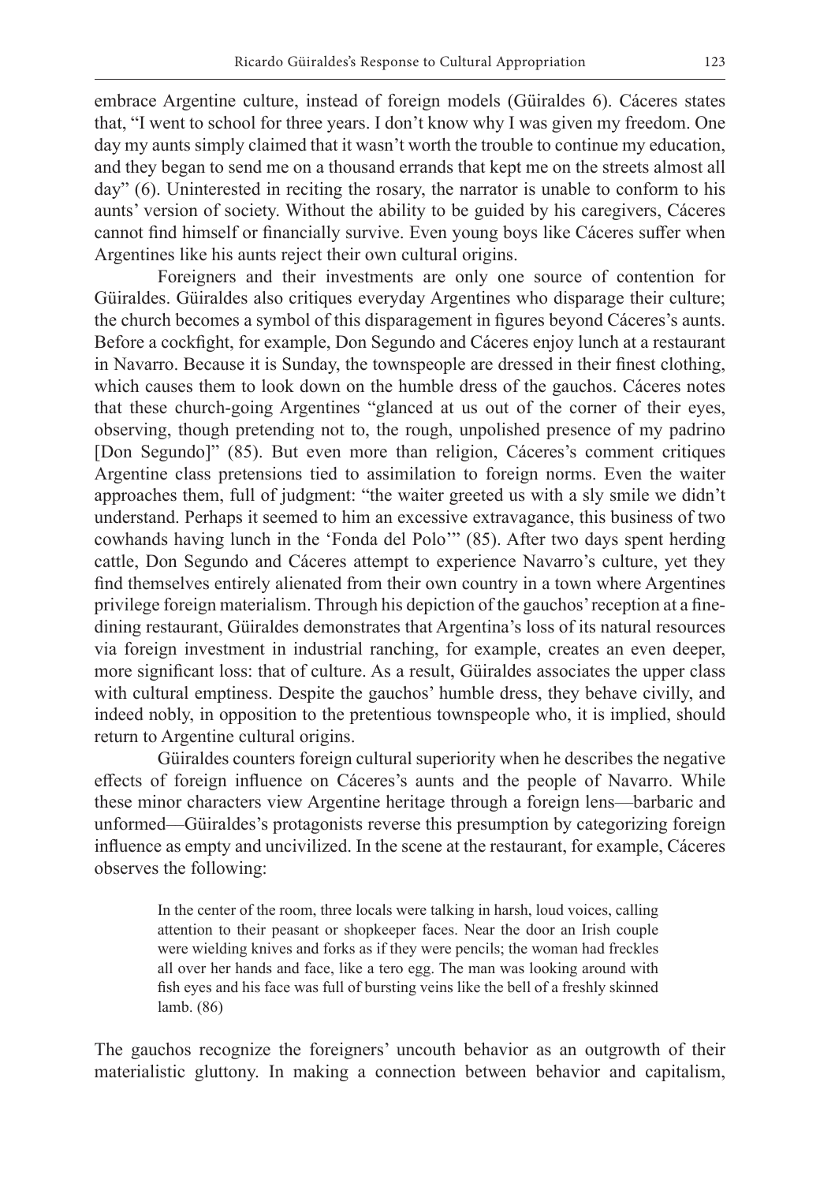embrace Argentine culture, instead of foreign models (Güiraldes 6). Cáceres states that, "I went to school for three years. I don't know why I was given my freedom. One day my aunts simply claimed that it wasn't worth the trouble to continue my education, and they began to send me on a thousand errands that kept me on the streets almost all day" (6). Uninterested in reciting the rosary, the narrator is unable to conform to his aunts' version of society. Without the ability to be guided by his caregivers, Cáceres cannot find himself or financially survive. Even young boys like Cáceres suffer when Argentines like his aunts reject their own cultural origins.

Foreigners and their investments are only one source of contention for Güiraldes. Güiraldes also critiques everyday Argentines who disparage their culture; the church becomes a symbol of this disparagement in figures beyond Cáceres's aunts. Before a cockfight, for example, Don Segundo and Cáceres enjoy lunch at a restaurant in Navarro. Because it is Sunday, the townspeople are dressed in their finest clothing, which causes them to look down on the humble dress of the gauchos. Cáceres notes that these church-going Argentines "glanced at us out of the corner of their eyes, observing, though pretending not to, the rough, unpolished presence of my padrino [Don Segundo]" (85). But even more than religion, Cáceres's comment critiques Argentine class pretensions tied to assimilation to foreign norms. Even the waiter approaches them, full of judgment: "the waiter greeted us with a sly smile we didn't understand. Perhaps it seemed to him an excessive extravagance, this business of two cowhands having lunch in the 'Fonda del Polo'" (85). After two days spent herding cattle, Don Segundo and Cáceres attempt to experience Navarro's culture, yet they find themselves entirely alienated from their own country in a town where Argentines privilege foreign materialism. Through his depiction of the gauchos' reception at a fine-dining restaurant, Güiraldes demonstrates that Argentina's loss of its natural resources via foreign investment in industrial ranching, for example, creates an even deeper, more significant loss: that of culture. As a result, Güiraldes associates the upper class with cultural emptiness. Despite the gauchos' humble dress, they behave civilly, and indeed nobly, in opposition to the pretentious townspeople who, it is implied, should return to Argentine cultural origins.

Güiraldes counters foreign cultural superiority when he describes the negative effects of foreign influence on Cáceres's aunts and the people of Navarro. While these minor characters view Argentine heritage through a foreign lens—barbaric and unformed—Güiraldes's protagonists reverse this presumption by categorizing foreign influence as empty and uncivilized. In the scene at the restaurant, for example, Cáceres observes the following:

> In the center of the room, three locals were talking in harsh, loud voices, calling attention to their peasant or shopkeeper faces. Near the door an Irish couple were wielding knives and forks as if they were pencils; the woman had freckles all over her hands and face, like a tero egg. The man was looking around with fish eyes and his face was full of bursting veins like the bell of a freshly skinned lamb. (86)

The gauchos recognize the foreigners' uncouth behavior as an outgrowth of their materialistic gluttony. In making a connection between behavior and capitalism,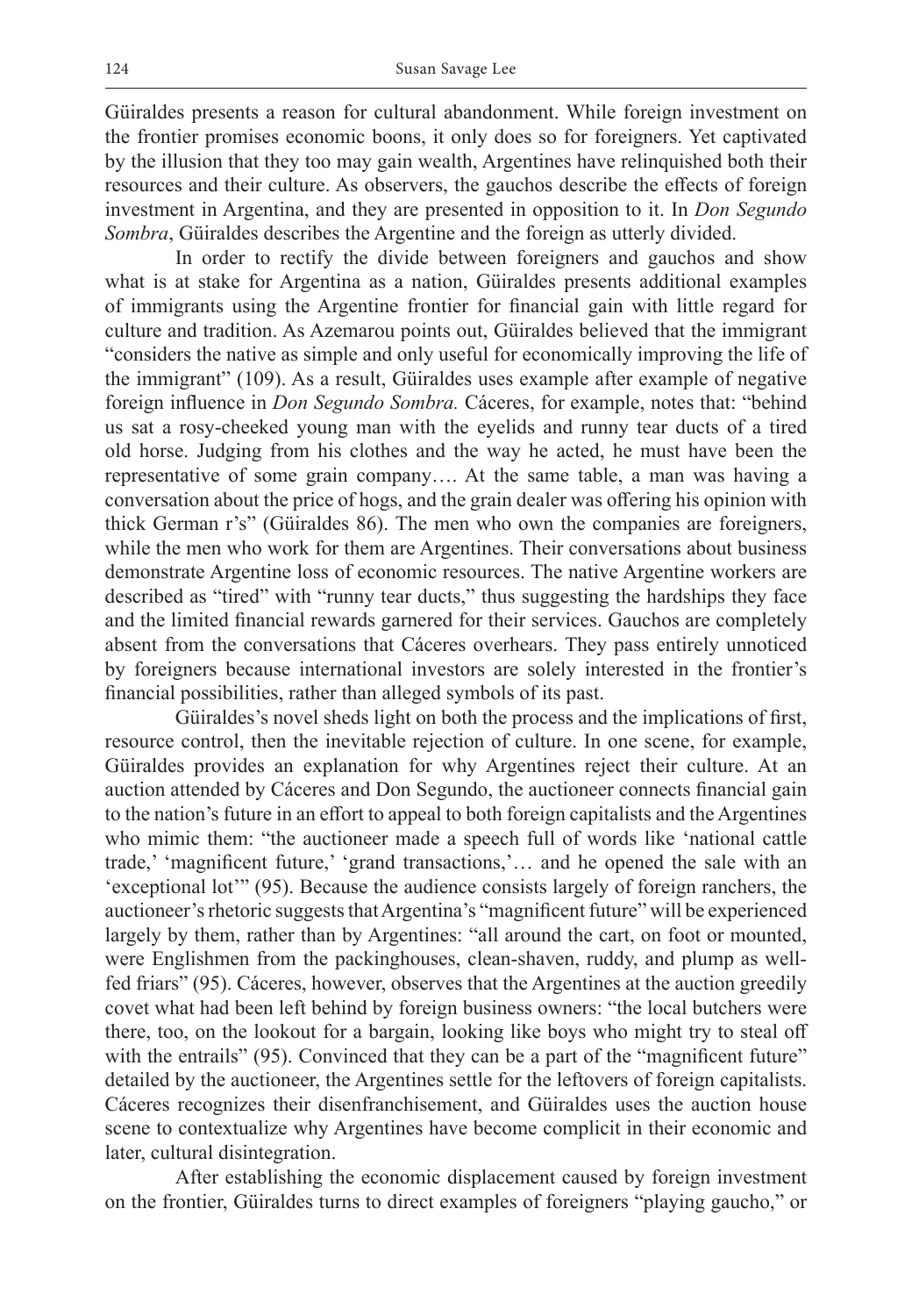Güiraldes presents a reason for cultural abandonment. While foreign investment on the frontier promises economic boons, it only does so for foreigners. Yet captivated by the illusion that they too may gain wealth, Argentines have relinquished both their resources and their culture. As observers, the gauchos describe the effects of foreign investment in Argentina, and they are presented in opposition to it. In *Don Segundo Sombra*, Güiraldes describes the Argentine and the foreign as utterly divided.

In order to rectify the divide between foreigners and gauchos and show what is at stake for Argentina as a nation, Güiraldes presents additional examples of immigrants using the Argentine frontier for financial gain with little regard for culture and tradition. As Azemarou points out, Güiraldes believed that the immigrant "considers the native as simple and only useful for economically improving the life of the immigrant" (109). As a result, Güiraldes uses example after example of negative foreign influence in *Don Segundo Sombra.* Cáceres, for example, notes that: "behind us sat a rosy-cheeked young man with the eyelids and runny tear ducts of a tired old horse. Judging from his clothes and the way he acted, he must have been the representative of some grain company…. At the same table, a man was having a conversation about the price of hogs, and the grain dealer was offering his opinion with thick German r's" (Güiraldes 86). The men who own the companies are foreigners, while the men who work for them are Argentines. Their conversations about business demonstrate Argentine loss of economic resources. The native Argentine workers are described as "tired" with "runny tear ducts," thus suggesting the hardships they face and the limited financial rewards garnered for their services. Gauchos are completely absent from the conversations that Cáceres overhears. They pass entirely unnoticed by foreigners because international investors are solely interested in the frontier's financial possibilities, rather than alleged symbols of its past.

Güiraldes's novel sheds light on both the process and the implications of first, resource control, then the inevitable rejection of culture. In one scene, for example, Güiraldes provides an explanation for why Argentines reject their culture. At an auction attended by Cáceres and Don Segundo, the auctioneer connects financial gain to the nation's future in an effort to appeal to both foreign capitalists and the Argentines who mimic them: "the auctioneer made a speech full of words like 'national cattle trade,' 'magnificent future,' 'grand transactions,'… and he opened the sale with an 'exceptional lot'" (95). Because the audience consists largely of foreign ranchers, the auctioneer's rhetoric suggests that Argentina's "magnificent future" will be experienced largely by them, rather than by Argentines: "all around the cart, on foot or mounted, were Englishmen from the packinghouses, clean-shaven, ruddy, and plump as well-fed friars" (95). Cáceres, however, observes that the Argentines at the auction greedily covet what had been left behind by foreign business owners: "the local butchers were there, too, on the lookout for a bargain, looking like boys who might try to steal off with the entrails" (95). Convinced that they can be a part of the "magnificent future" detailed by the auctioneer, the Argentines settle for the leftovers of foreign capitalists. Cáceres recognizes their disenfranchisement, and Güiraldes uses the auction house scene to contextualize why Argentines have become complicit in their economic and later, cultural disintegration.

After establishing the economic displacement caused by foreign investment on the frontier, Güiraldes turns to direct examples of foreigners "playing gaucho," or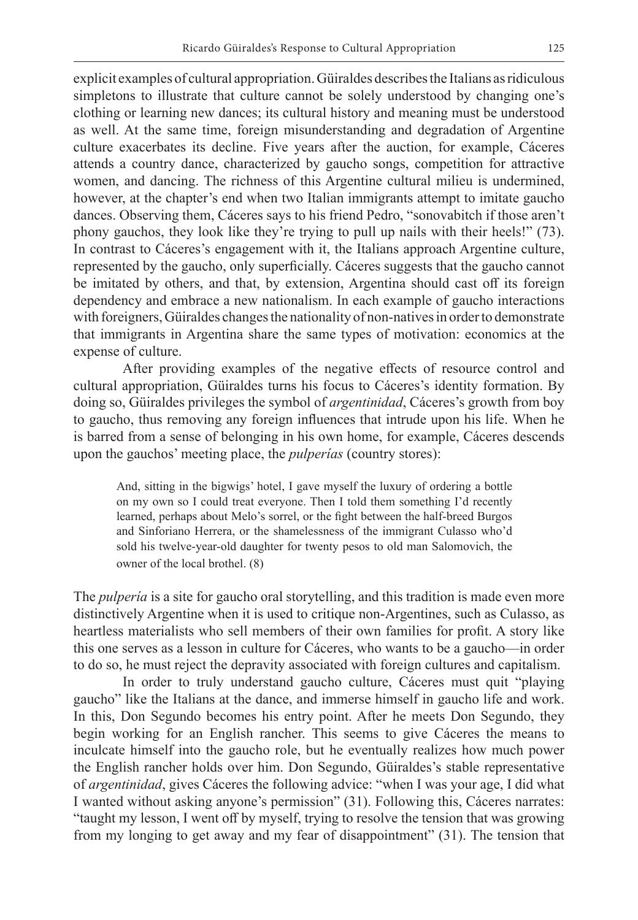explicit examples of cultural appropriation. Güiraldes describes the Italians as ridiculous simpletons to illustrate that culture cannot be solely understood by changing one's clothing or learning new dances; its cultural history and meaning must be understood as well. At the same time, foreign misunderstanding and degradation of Argentine culture exacerbates its decline. Five years after the auction, for example, Cáceres attends a country dance, characterized by gaucho songs, competition for attractive women, and dancing. The richness of this Argentine cultural milieu is undermined, however, at the chapter's end when two Italian immigrants attempt to imitate gaucho dances. Observing them, Cáceres says to his friend Pedro, "sonovabitch if those aren't phony gauchos, they look like they're trying to pull up nails with their heels!" (73). In contrast to Cáceres's engagement with it, the Italians approach Argentine culture, represented by the gaucho, only superficially. Cáceres suggests that the gaucho cannot be imitated by others, and that, by extension, Argentina should cast off its foreign dependency and embrace a new nationalism. In each example of gaucho interactions with foreigners, Güiraldes changes the nationality of non-natives in order to demonstrate that immigrants in Argentina share the same types of motivation: economics at the expense of culture.

After providing examples of the negative effects of resource control and cultural appropriation, Güiraldes turns his focus to Cáceres's identity formation. By doing so, Güiraldes privileges the symbol of *argentinidad*, Cáceres's growth from boy to gaucho, thus removing any foreign influences that intrude upon his life. When he is barred from a sense of belonging in his own home, for example, Cáceres descends upon the gauchos' meeting place, the *pulperías* (country stores):

> And, sitting in the bigwigs' hotel, I gave myself the luxury of ordering a bottle on my own so I could treat everyone. Then I told them something I'd recently learned, perhaps about Melo's sorrel, or the fight between the half-breed Burgos and Sinforiano Herrera, or the shamelessness of the immigrant Culasso who'd sold his twelve-year-old daughter for twenty pesos to old man Salomovich, the owner of the local brothel. (8)

The *pulpería* is a site for gaucho oral storytelling, and this tradition is made even more distinctively Argentine when it is used to critique non-Argentines, such as Culasso, as heartless materialists who sell members of their own families for profit. A story like this one serves as a lesson in culture for Cáceres, who wants to be a gaucho—in order to do so, he must reject the depravity associated with foreign cultures and capitalism.

In order to truly understand gaucho culture, Cáceres must quit "playing gaucho" like the Italians at the dance, and immerse himself in gaucho life and work. In this, Don Segundo becomes his entry point. After he meets Don Segundo, they begin working for an English rancher. This seems to give Cáceres the means to inculcate himself into the gaucho role, but he eventually realizes how much power the English rancher holds over him. Don Segundo, Güiraldes's stable representative of *argentinidad*, gives Cáceres the following advice: "when I was your age, I did what I wanted without asking anyone's permission" (31). Following this, Cáceres narrates: "taught my lesson, I went off by myself, trying to resolve the tension that was growing from my longing to get away and my fear of disappointment" (31). The tension that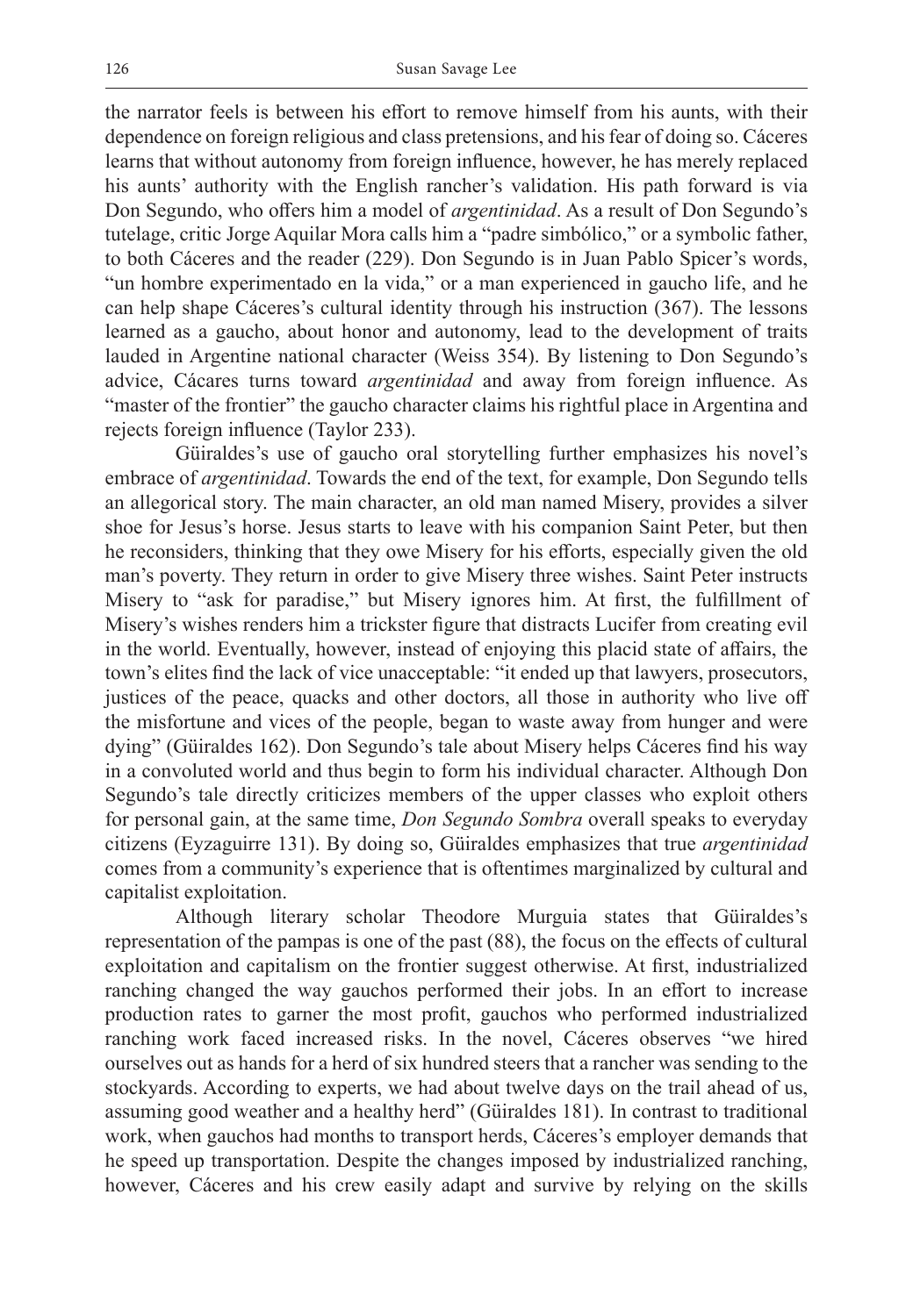the narrator feels is between his effort to remove himself from his aunts, with their dependence on foreign religious and class pretensions, and his fear of doing so. Cáceres learns that without autonomy from foreign influence, however, he has merely replaced his aunts' authority with the English rancher's validation. His path forward is via Don Segundo, who offers him a model of *argentinidad*. As a result of Don Segundo's tutelage, critic Jorge Aquilar Mora calls him a "padre simbólico," or a symbolic father, to both Cáceres and the reader (229). Don Segundo is in Juan Pablo Spicer's words, "un hombre experimentado en la vida," or a man experienced in gaucho life, and he can help shape Cáceres's cultural identity through his instruction (367). The lessons learned as a gaucho, about honor and autonomy, lead to the development of traits lauded in Argentine national character (Weiss 354). By listening to Don Segundo's advice, Cácares turns toward *argentinidad* and away from foreign influence. As "master of the frontier" the gaucho character claims his rightful place in Argentina and rejects foreign influence (Taylor 233).

Güiraldes's use of gaucho oral storytelling further emphasizes his novel's embrace of *argentinidad*. Towards the end of the text, for example, Don Segundo tells an allegorical story. The main character, an old man named Misery, provides a silver shoe for Jesus's horse. Jesus starts to leave with his companion Saint Peter, but then he reconsiders, thinking that they owe Misery for his efforts, especially given the old man's poverty. They return in order to give Misery three wishes. Saint Peter instructs Misery to "ask for paradise," but Misery ignores him. At first, the fulfillment of Misery's wishes renders him a trickster figure that distracts Lucifer from creating evil in the world. Eventually, however, instead of enjoying this placid state of affairs, the town's elites find the lack of vice unacceptable: "it ended up that lawyers, prosecutors, justices of the peace, quacks and other doctors, all those in authority who live off the misfortune and vices of the people, began to waste away from hunger and were dying" (Güiraldes 162). Don Segundo's tale about Misery helps Cáceres find his way in a convoluted world and thus begin to form his individual character. Although Don Segundo's tale directly criticizes members of the upper classes who exploit others for personal gain, at the same time, *Don Segundo Sombra* overall speaks to everyday citizens (Eyzaguirre 131). By doing so, Güiraldes emphasizes that true *argentinidad* comes from a community's experience that is oftentimes marginalized by cultural and capitalist exploitation.

Although literary scholar Theodore Murguia states that Güiraldes's representation of the pampas is one of the past (88), the focus on the effects of cultural exploitation and capitalism on the frontier suggest otherwise. At first, industrialized ranching changed the way gauchos performed their jobs. In an effort to increase production rates to garner the most profit, gauchos who performed industrialized ranching work faced increased risks. In the novel, Cáceres observes "we hired ourselves out as hands for a herd of six hundred steers that a rancher was sending to the stockyards. According to experts, we had about twelve days on the trail ahead of us, assuming good weather and a healthy herd" (Güiraldes 181). In contrast to traditional work, when gauchos had months to transport herds, Cáceres's employer demands that he speed up transportation. Despite the changes imposed by industrialized ranching, however, Cáceres and his crew easily adapt and survive by relying on the skills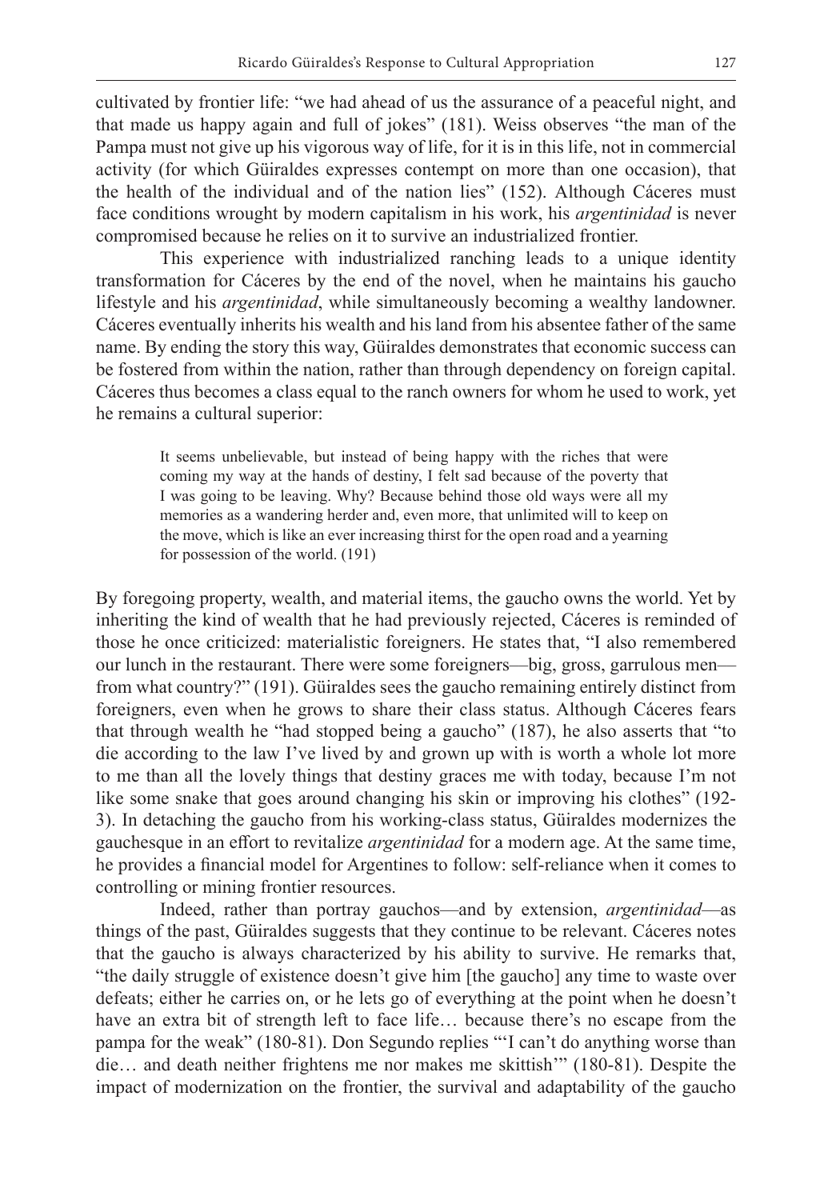cultivated by frontier life: "we had ahead of us the assurance of a peaceful night, and that made us happy again and full of jokes" (181). Weiss observes "the man of the Pampa must not give up his vigorous way of life, for it is in this life, not in commercial activity (for which Güiraldes expresses contempt on more than one occasion), that the health of the individual and of the nation lies" (152). Although Cáceres must face conditions wrought by modern capitalism in his work, his *argentinidad* is never compromised because he relies on it to survive an industrialized frontier.

This experience with industrialized ranching leads to a unique identity transformation for Cáceres by the end of the novel, when he maintains his gaucho lifestyle and his *argentinidad*, while simultaneously becoming a wealthy landowner. Cáceres eventually inherits his wealth and his land from his absentee father of the same name. By ending the story this way, Güiraldes demonstrates that economic success can be fostered from within the nation, rather than through dependency on foreign capital. Cáceres thus becomes a class equal to the ranch owners for whom he used to work, yet he remains a cultural superior:

> It seems unbelievable, but instead of being happy with the riches that were coming my way at the hands of destiny, I felt sad because of the poverty that I was going to be leaving. Why? Because behind those old ways were all my memories as a wandering herder and, even more, that unlimited will to keep on the move, which is like an ever increasing thirst for the open road and a yearning for possession of the world. (191)

By foregoing property, wealth, and material items, the gaucho owns the world. Yet by inheriting the kind of wealth that he had previously rejected, Cáceres is reminded of those he once criticized: materialistic foreigners. He states that, "I also remembered our lunch in the restaurant. There were some foreigners—big, gross, garrulous men—from what country?" (191). Güiraldes sees the gaucho remaining entirely distinct from foreigners, even when he grows to share their class status. Although Cáceres fears that through wealth he "had stopped being a gaucho" (187), he also asserts that "to die according to the law I've lived by and grown up with is worth a whole lot more to me than all the lovely things that destiny graces me with today, because I'm not like some snake that goes around changing his skin or improving his clothes" (192-3). In detaching the gaucho from his working-class status, Güiraldes modernizes the gauchesque in an effort to revitalize *argentinidad* for a modern age. At the same time, he provides a financial model for Argentines to follow: self-reliance when it comes to controlling or mining frontier resources.

Indeed, rather than portray gauchos—and by extension, *argentinidad*—as things of the past, Güiraldes suggests that they continue to be relevant. Cáceres notes that the gaucho is always characterized by his ability to survive. He remarks that, "the daily struggle of existence doesn't give him [the gaucho] any time to waste over defeats; either he carries on, or he lets go of everything at the point when he doesn't have an extra bit of strength left to face life… because there's no escape from the pampa for the weak" (180-81). Don Segundo replies "'I can't do anything worse than die… and death neither frightens me nor makes me skittish'" (180-81). Despite the impact of modernization on the frontier, the survival and adaptability of the gaucho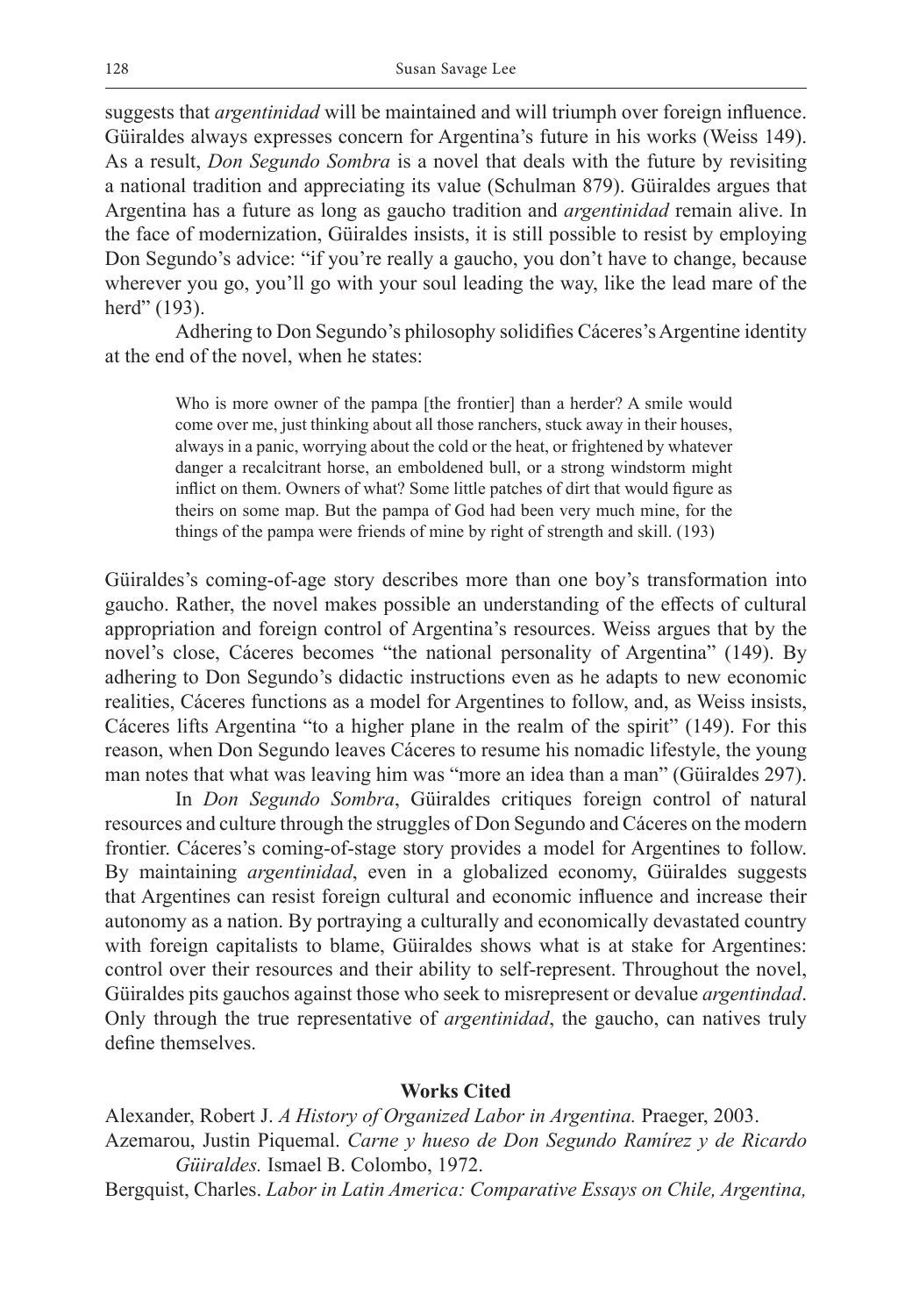suggests that *argentinidad* will be maintained and will triumph over foreign influence. Güiraldes always expresses concern for Argentina's future in his works (Weiss 149). As a result, *Don Segundo Sombra* is a novel that deals with the future by revisiting a national tradition and appreciating its value (Schulman 879). Güiraldes argues that Argentina has a future as long as gaucho tradition and *argentinidad* remain alive. In the face of modernization, Güiraldes insists, it is still possible to resist by employing Don Segundo's advice: "if you're really a gaucho, you don't have to change, because wherever you go, you'll go with your soul leading the way, like the lead mare of the herd" (193).

Adhering to Don Segundo's philosophy solidifies Cáceres's Argentine identity at the end of the novel, when he states:

> Who is more owner of the pampa [the frontier] than a herder? A smile would come over me, just thinking about all those ranchers, stuck away in their houses, always in a panic, worrying about the cold or the heat, or frightened by whatever danger a recalcitrant horse, an emboldened bull, or a strong windstorm might inflict on them. Owners of what? Some little patches of dirt that would figure as theirs on some map. But the pampa of God had been very much mine, for the things of the pampa were friends of mine by right of strength and skill. (193)

Güiraldes's coming-of-age story describes more than one boy's transformation into gaucho. Rather, the novel makes possible an understanding of the effects of cultural appropriation and foreign control of Argentina's resources. Weiss argues that by the novel's close, Cáceres becomes "the national personality of Argentina" (149). By adhering to Don Segundo's didactic instructions even as he adapts to new economic realities, Cáceres functions as a model for Argentines to follow, and, as Weiss insists, Cáceres lifts Argentina "to a higher plane in the realm of the spirit" (149). For this reason, when Don Segundo leaves Cáceres to resume his nomadic lifestyle, the young man notes that what was leaving him was "more an idea than a man" (Güiraldes 297).

In *Don Segundo Sombra*, Güiraldes critiques foreign control of natural resources and culture through the struggles of Don Segundo and Cáceres on the modern frontier. Cáceres's coming-of-stage story provides a model for Argentines to follow. By maintaining *argentinidad*, even in a globalized economy, Güiraldes suggests that Argentines can resist foreign cultural and economic influence and increase their autonomy as a nation. By portraying a culturally and economically devastated country with foreign capitalists to blame, Güiraldes shows what is at stake for Argentines: control over their resources and their ability to self-represent. Throughout the novel, Güiraldes pits gauchos against those who seek to misrepresent or devalue *argentindad*. Only through the true representative of *argentinidad*, the gaucho, can natives truly define themselves.

## Works Cited

Alexander, Robert J. *A History of Organized Labor in Argentina.* Praeger, 2003.

Azemarou, Justin Piquemal. *Carne y hueso de Don Segundo Ramírez y de Ricardo Güiraldes.* Ismael B. Colombo, 1972.

Bergquist, Charles. *Labor in Latin America: Comparative Essays on Chile, Argentina,*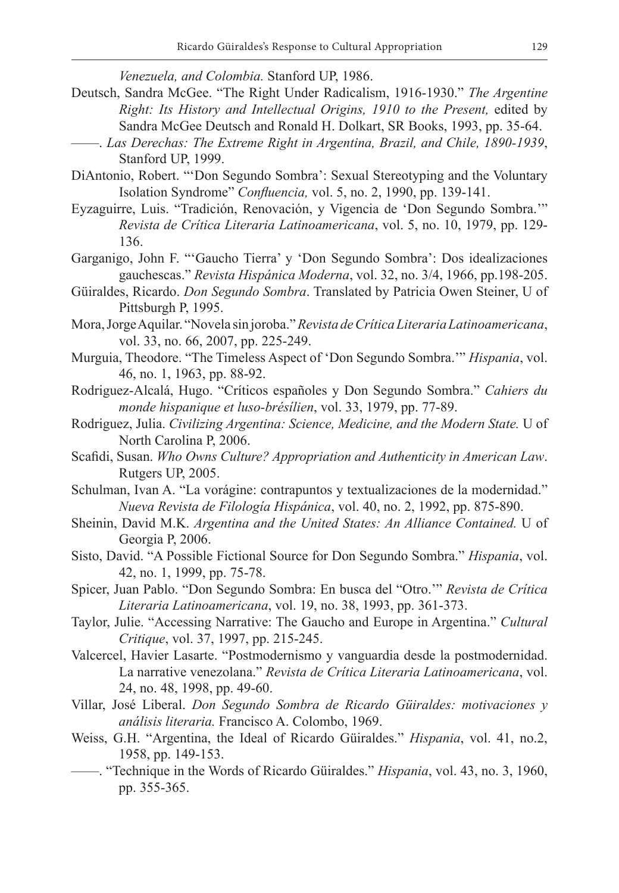*Venezuela, and Colombia.* Stanford UP, 1986.

Deutsch, Sandra McGee. "The Right Under Radicalism, 1916-1930." *The Argentine Right: Its History and Intellectual Origins, 1910 to the Present,* edited by Sandra McGee Deutsch and Ronald H. Dolkart, SR Books, 1993, pp. 35-64.

——. *Las Derechas: The Extreme Right in Argentina, Brazil, and Chile, 1890-1939*, Stanford UP, 1999.

DiAntonio, Robert. "'Don Segundo Sombra': Sexual Stereotyping and the Voluntary Isolation Syndrome" *Confluencia,* vol. 5, no. 2, 1990, pp. 139-141.

Eyzaguirre, Luis. "Tradición, Renovación, y Vigencia de 'Don Segundo Sombra.'" *Revista de Crítica Literaria Latinoamericana*, vol. 5, no. 10, 1979, pp. 129-136.

Garganigo, John F. "'Gaucho Tierra' y 'Don Segundo Sombra': Dos idealizaciones gauchescas." *Revista Hispánica Moderna*, vol. 32, no. 3/4, 1966, pp.198-205.

Güiraldes, Ricardo. *Don Segundo Sombra*. Translated by Patricia Owen Steiner, U of Pittsburgh P, 1995.

Mora, Jorge Aquilar. "Novela sin joroba." *Revista de Crítica Literaria Latinoamericana*, vol. 33, no. 66, 2007, pp. 225-249.

Murguia, Theodore. "The Timeless Aspect of 'Don Segundo Sombra.'" *Hispania*, vol. 46, no. 1, 1963, pp. 88-92.

Rodriguez-Alcalá, Hugo. "Críticos españoles y Don Segundo Sombra." *Cahiers du monde hispanique et luso-brésilien*, vol. 33, 1979, pp. 77-89.

Rodriguez, Julia. *Civilizing Argentina: Science, Medicine, and the Modern State.* U of North Carolina P, 2006.

Scafidi, Susan. *Who Owns Culture? Appropriation and Authenticity in American Law*. Rutgers UP, 2005.

Schulman, Ivan A. "La vorágine: contrapuntos y textualizaciones de la modernidad." *Nueva Revista de Filología Hispánica*, vol. 40, no. 2, 1992, pp. 875-890.

Sheinin, David M.K. *Argentina and the United States: An Alliance Contained.* U of Georgia P, 2006.

Sisto, David. "A Possible Fictional Source for Don Segundo Sombra." *Hispania*, vol. 42, no. 1, 1999, pp. 75-78.

Spicer, Juan Pablo. "Don Segundo Sombra: En busca del "Otro.'" *Revista de Crítica Literaria Latinoamericana*, vol. 19, no. 38, 1993, pp. 361-373.

Taylor, Julie. "Accessing Narrative: The Gaucho and Europe in Argentina." *Cultural Critique*, vol. 37, 1997, pp. 215-245.

Valcercel, Havier Lasarte. "Postmodernismo y vanguardia desde la postmodernidad. La narrative venezolana." *Revista de Crítica Literaria Latinoamericana*, vol. 24, no. 48, 1998, pp. 49-60.

Villar, José Liberal. *Don Segundo Sombra de Ricardo Güiraldes: motivaciones y análisis literaria.* Francisco A. Colombo, 1969.

Weiss, G.H. "Argentina, the Ideal of Ricardo Güiraldes." *Hispania*, vol. 41, no.2, 1958, pp. 149-153.

——. "Technique in the Words of Ricardo Güiraldes." *Hispania*, vol. 43, no. 3, 1960, pp. 355-365.